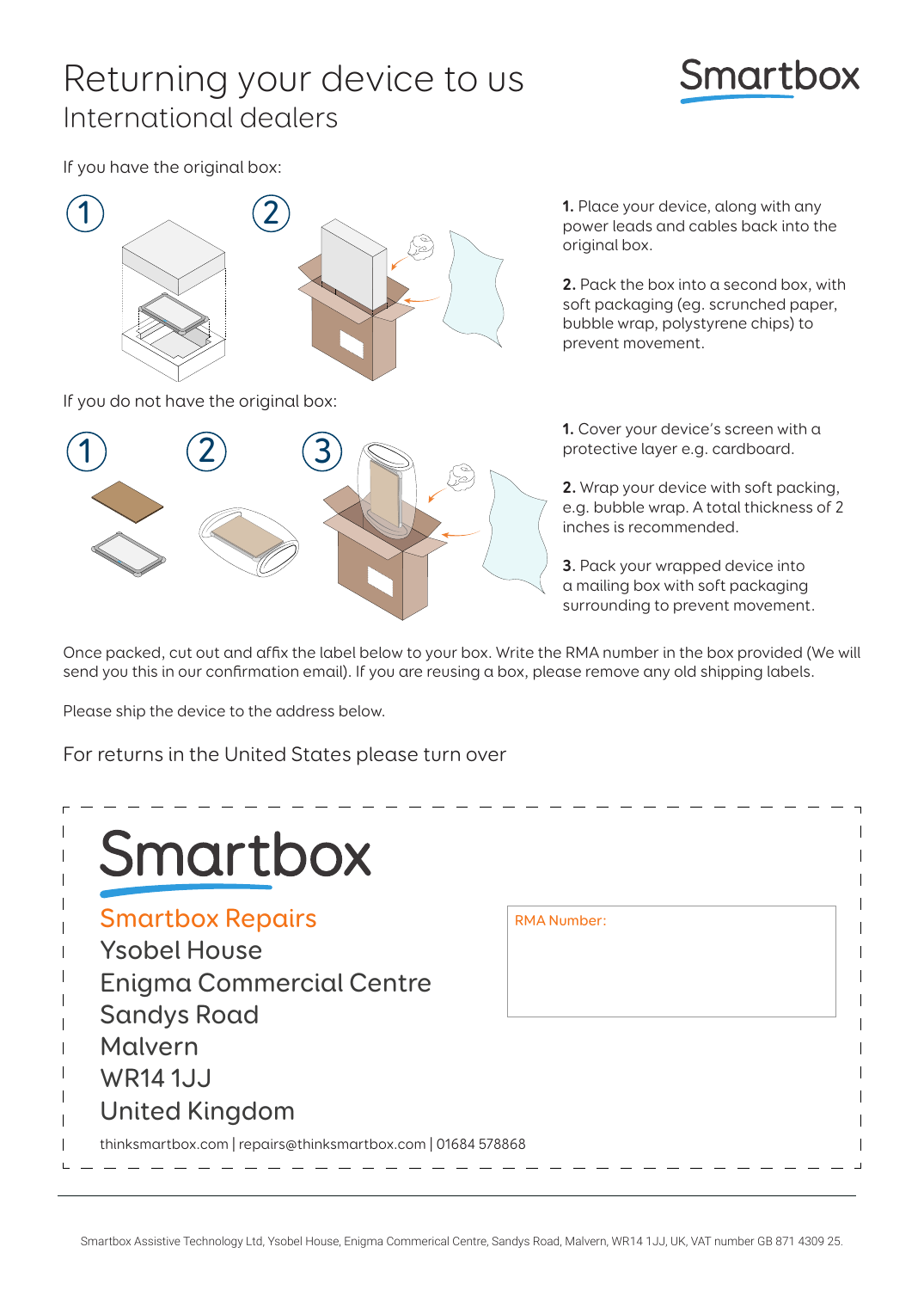# Returning your device to us

## International dealers

Smartbox

If you have the original box:

1. Place your device, along with any power leads and cables back into the original box.

2. Pack the box into a second box, with soft packaging (eg. scrunched paper, bubble wrap, polystyrene chips) to prevent movement.

If you do not have the original box:

1. Cover your device's screen with a protective layer e.g. cardboard.

2. Wrap your device with soft packing, e.g. bubble wrap. A total thickness of 2 inches is recommended.

3. Pack your wrapped device into a mailing box with soft packaging surrounding to prevent movement.

Once packed, cut out and affix the label below to your box. Write the RMA number in the box provided (We will send you this in our confirmation email). If you are reusing a box, please remove any old shipping labels.

Please ship the device to the address below.

For returns in the United States please turn over

---

Smartbox

Smartbox Repairs
Ysobel House
Enigma Commercial Centre
Sandys Road
Malvern
WR14 1JJ
United Kingdom

RMA Number:

thinksmartbox.com | repairs@thinksmartbox.com | 01684 578868

---

Smartbox Assistive Technology Ltd, Ysobel House, Enigma Commerical Centre, Sandys Road, Malvern, WR14 1JJ, UK, VAT number GB 871 4309 25.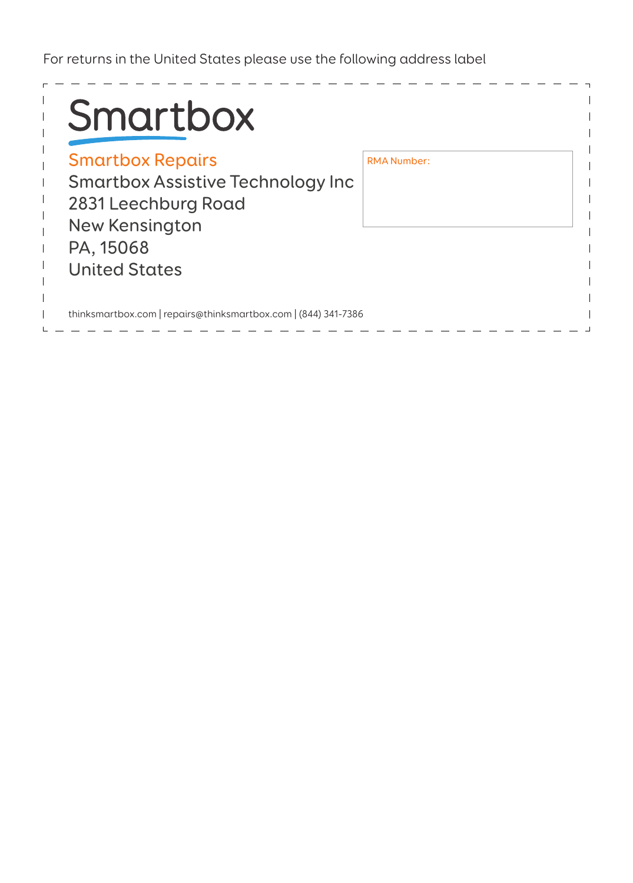For returns in the United States please use the following address label

Smartbox

Smartbox Repairs
Smartbox Assistive Technology Inc
2831 Leechburg Road
New Kensington
PA, 15068
United States

RMA Number:

thinksmartbox.com | repairs@thinksmartbox.com | (844) 341-7386